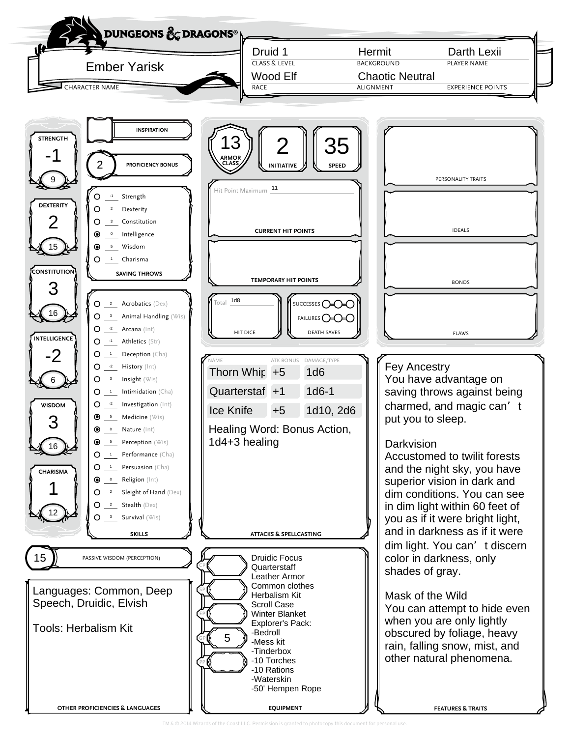# DUNGEONS & DRAGONS

| CHARACTER NAME | CLASS & LEVEL | BACKGROUND | PLAYER NAME |
|---|---|---|---|
| Ember Yarisk | Druid 1 | Hermit | Darth Lexii |

| RACE | ALIGNMENT | EXPERIENCE POINTS |
|---|---|---|
| Wood Elf | Chaotic Neutral | |

## Ability Scores

| Ability | Modifier | Score |
|---|---|---|
| STRENGTH | -1 | 9 |
| DEXTERITY | 2 | 15 |
| CONSTITUTION | 3 | 16 |
| INTELLIGENCE | -2 | 6 |
| WISDOM | 3 | 16 |
| CHARISMA | 1 | 12 |

INSPIRATION

PROFICIENCY BONUS: 2

## SAVING THROWS

| Proficient | Bonus | Saving Throw |
|---|---|---|
| ○ | -1 | Strength |
| ○ | 2 | Dexterity |
| ○ | 3 | Constitution |
| ● | 0 | Intelligence |
| ● | 5 | Wisdom |
| ○ | 1 | Charisma |

## SKILLS

| Proficient | Bonus | Skill |
|---|---|---|
| ○ | 2 | Acrobatics (Dex) |
| ○ | 3 | Animal Handling (Wis) |
| ○ | -2 | Arcana (Int) |
| ○ | -1 | Athletics (Str) |
| ○ | 1 | Deception (Cha) |
| ○ | -2 | History (Int) |
| ○ | 3 | Insight (Wis) |
| ○ | 1 | Intimidation (Cha) |
| ○ | -2 | Investigation (Int) |
| ● | 5 | Medicine (Wis) |
| ● | 0 | Nature (Int) |
| ● | 5 | Perception (Wis) |
| ○ | 1 | Performance (Cha) |
| ○ | 1 | Persuasion (Cha) |
| ● | 0 | Religion (Int) |
| ○ | 2 | Sleight of Hand (Dex) |
| ○ | 2 | Stealth (Dex) |
| ○ | 3 | Survival (Wis) |

PASSIVE WISDOM (PERCEPTION): 15

## OTHER PROFICIENCIES & LANGUAGES

Languages: Common, Deep Speech, Druidic, Elvish

Tools: Herbalism Kit

## Combat

| ARMOR CLASS | INITIATIVE | SPEED |
|---|---|---|
| 13 | 2 | 35 |

Hit Point Maximum: 11

CURRENT HIT POINTS

TEMPORARY HIT POINTS

HIT DICE — Total: 1d8

DEATH SAVES — SUCCESSES ○○○ FAILURES ○○○

## ATTACKS & SPELLCASTING

| NAME | ATK BONUS | DAMAGE/TYPE |
|---|---|---|
| Thorn Whip | +5 | 1d6 |
| Quarterstaff | +1 | 1d6-1 |
| Ice Knife | +5 | 1d10, 2d6 |

Healing Word: Bonus Action, 1d4+3 healing

## EQUIPMENT

CP:  
SP:  
EP:  
GP: 5  
PP:  

- Druidic Focus
- Quarterstaff
- Leather Armor
- Common clothes
- Herbalism Kit
- Scroll Case
- Winter Blanket
- Explorer's Pack:
  - -Bedroll
  - -Mess kit
  - -Tinderbox
  - -10 Torches
  - -10 Rations
  - -Waterskin
  - -50' Hempen Rope

## PERSONALITY TRAITS

## IDEALS

## BONDS

## FLAWS

## FEATURES & TRAITS

Fey Ancestry
You have advantage on saving throws against being charmed, and magic can't put you to sleep.

Darkvision
Accustomed to twilit forests and the night sky, you have superior vision in dark and dim conditions. You can see in dim light within 60 feet of you as if it were bright light, and in darkness as if it were dim light. You can't discern color in darkness, only shades of gray.

Mask of the Wild
You can attempt to hide even when you are only lightly obscured by foliage, heavy rain, falling snow, mist, and other natural phenomena.

TM & © 2014 Wizards of the Coast LLC. Permission is granted to photocopy this document for personal use.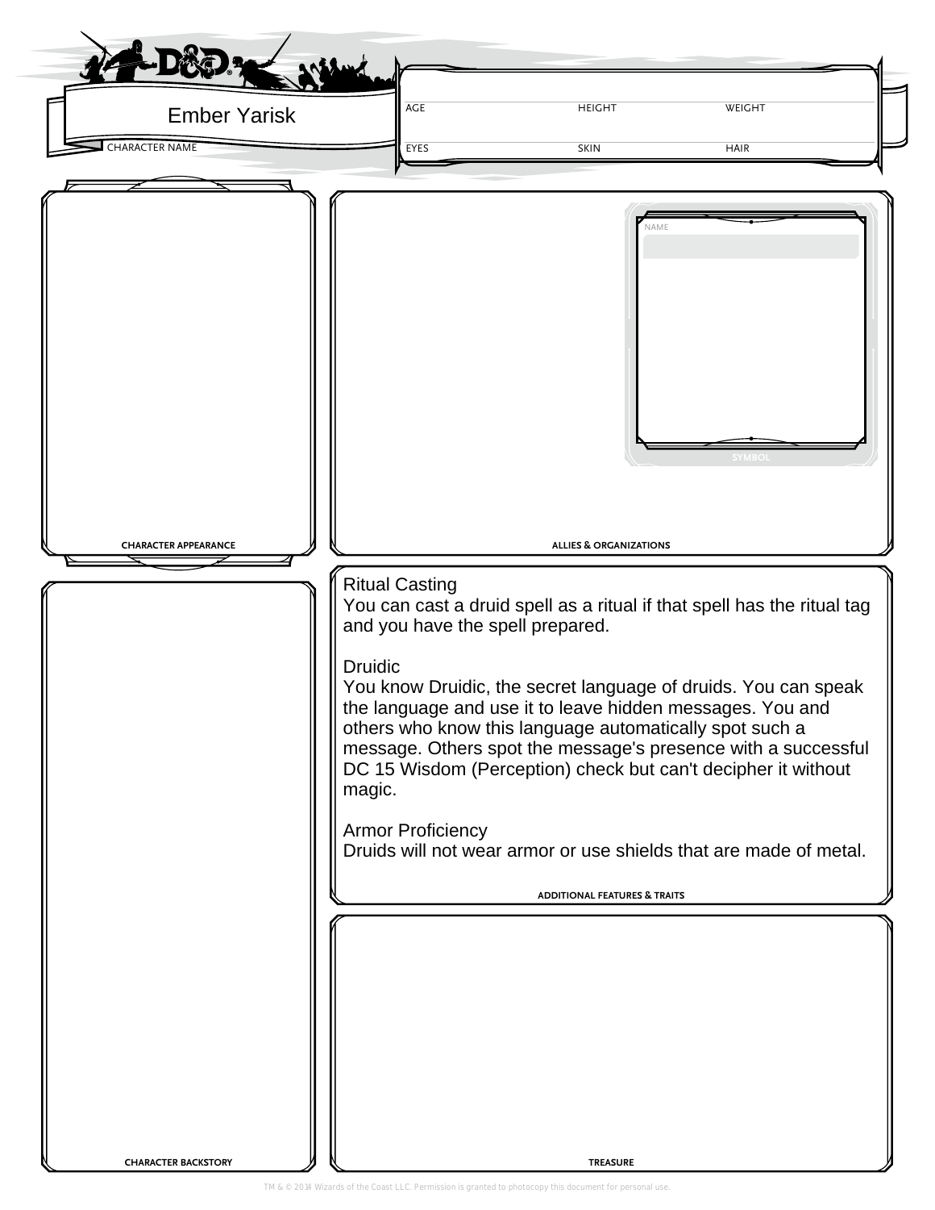Ember Yarisk

CHARACTER NAME

| AGE | HEIGHT | WEIGHT |
|---|---|---|
| | | |

| EYES | SKIN | HAIR |
|---|---|---|
| | | |

CHARACTER APPEARANCE

NAME

SYMBOL

ALLIES & ORGANIZATIONS

CHARACTER BACKSTORY

Ritual Casting
You can cast a druid spell as a ritual if that spell has the ritual tag and you have the spell prepared.

Druidic
You know Druidic, the secret language of druids. You can speak the language and use it to leave hidden messages. You and others who know this language automatically spot such a message. Others spot the message's presence with a successful DC 15 Wisdom (Perception) check but can't decipher it without magic.

Armor Proficiency
Druids will not wear armor or use shields that are made of metal.

ADDITIONAL FEATURES & TRAITS

TREASURE

TM & © 2014 Wizards of the Coast LLC. Permission is granted to photocopy this document for personal use.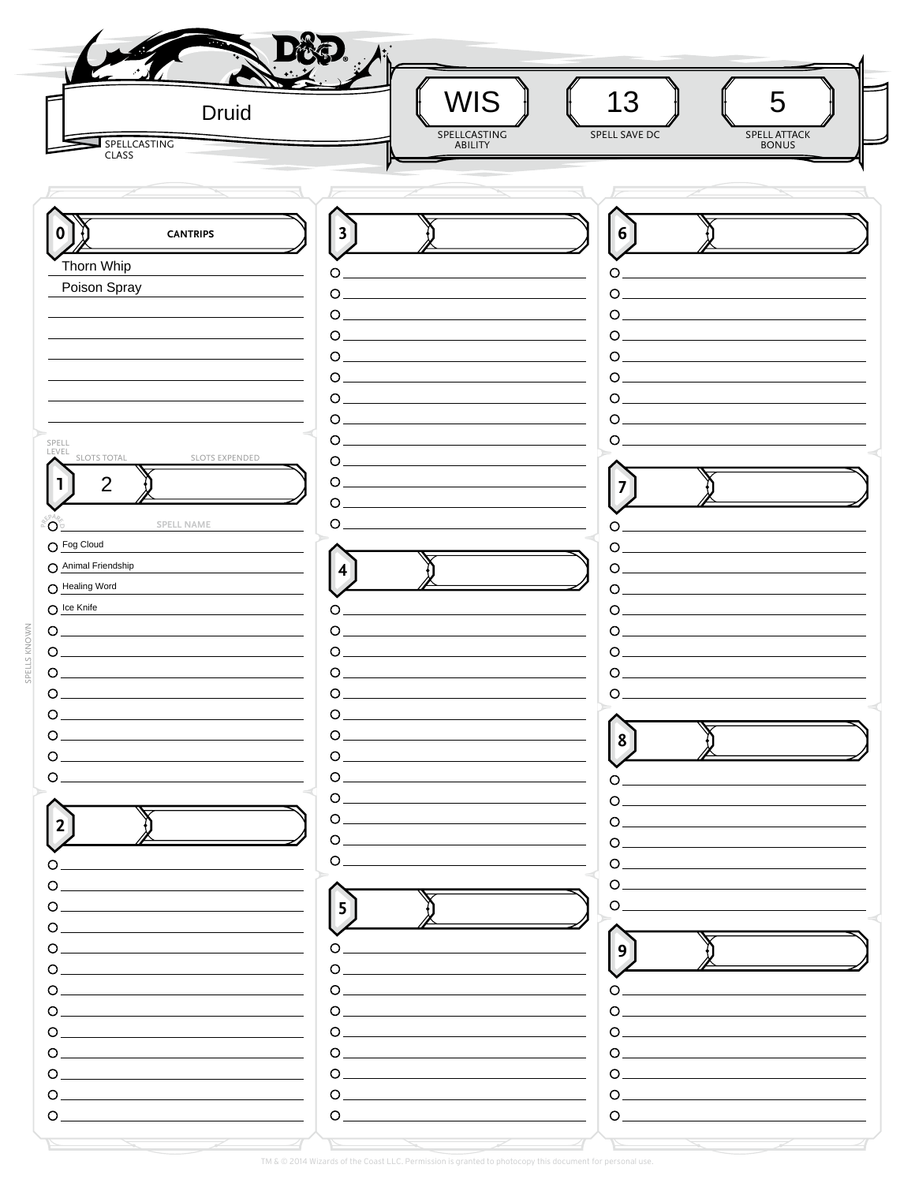| SPELLCASTING CLASS | SPELLCASTING ABILITY | SPELL SAVE DC | SPELL ATTACK BONUS |
| --- | --- | --- | --- |
| Druid | WIS | 13 | 5 |

## 0 CANTRIPS

- Thorn Whip
- Poison Spray

## 1

SPELL LEVEL | SLOTS TOTAL: 2 | SLOTS EXPENDED

PREPARED | SPELL NAME

SPELLS KNOWN

- Fog Cloud
- Animal Friendship
- Healing Word
- Ice Knife

## 2

## 3

## 4

## 5

## 6

## 7

## 8

## 9

TM & © 2014 Wizards of the Coast LLC. Permission is granted to photocopy this document for personal use.